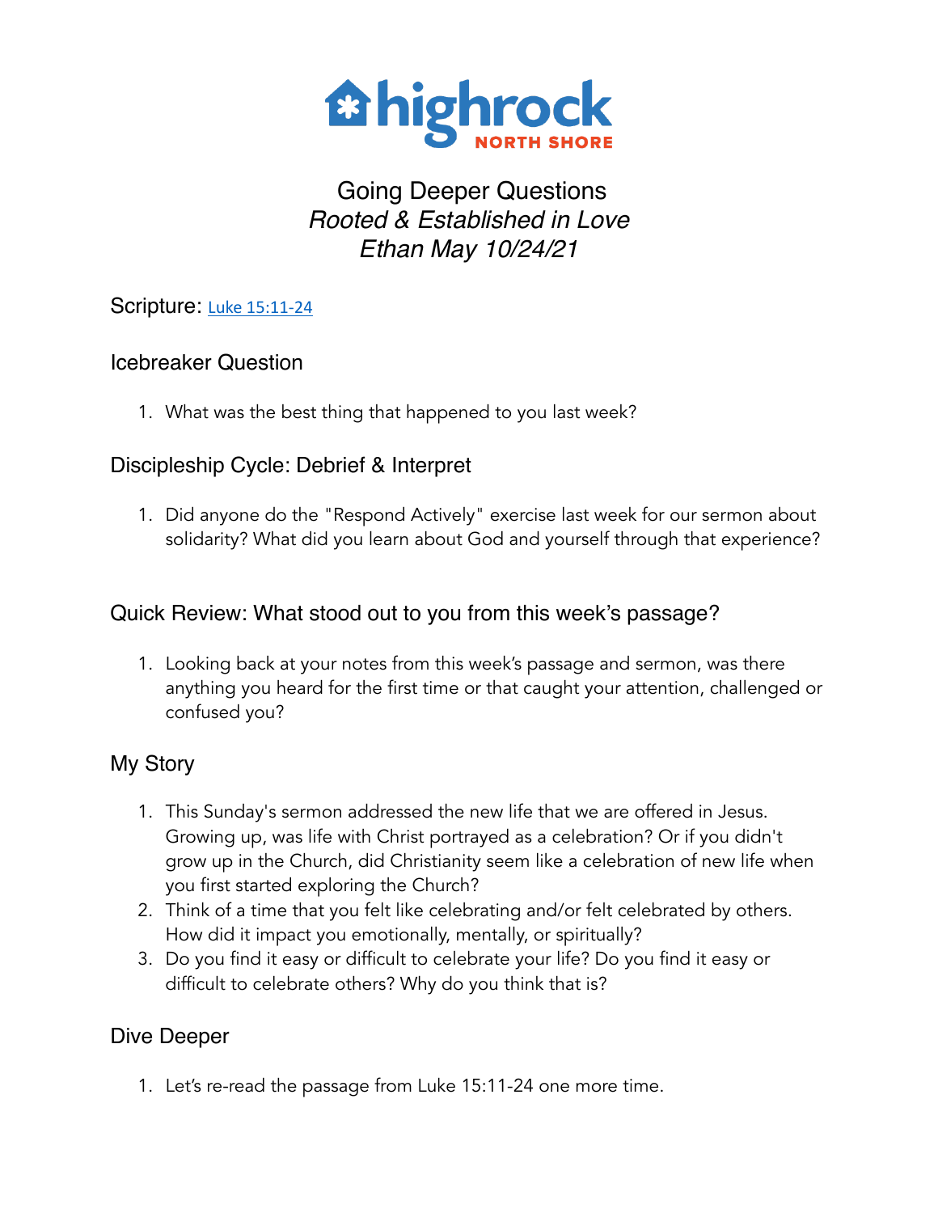highrock NORTH SHORE

# Going Deeper Questions
## *Rooted & Established in Love*
## *Ethan May 10/24/21*

Scripture: [Luke 15:11-24]()

## Icebreaker Question

1. What was the best thing that happened to you last week?

## Discipleship Cycle: Debrief & Interpret

1. Did anyone do the "Respond Actively" exercise last week for our sermon about solidarity? What did you learn about God and yourself through that experience?

## Quick Review: What stood out to you from this week's passage?

1. Looking back at your notes from this week's passage and sermon, was there anything you heard for the first time or that caught your attention, challenged or confused you?

## My Story

1. This Sunday's sermon addressed the new life that we are offered in Jesus. Growing up, was life with Christ portrayed as a celebration? Or if you didn't grow up in the Church, did Christianity seem like a celebration of new life when you first started exploring the Church?
2. Think of a time that you felt like celebrating and/or felt celebrated by others. How did it impact you emotionally, mentally, or spiritually?
3. Do you find it easy or difficult to celebrate your life? Do you find it easy or difficult to celebrate others? Why do you think that is?

## Dive Deeper

1. Let's re-read the passage from Luke 15:11-24 one more time.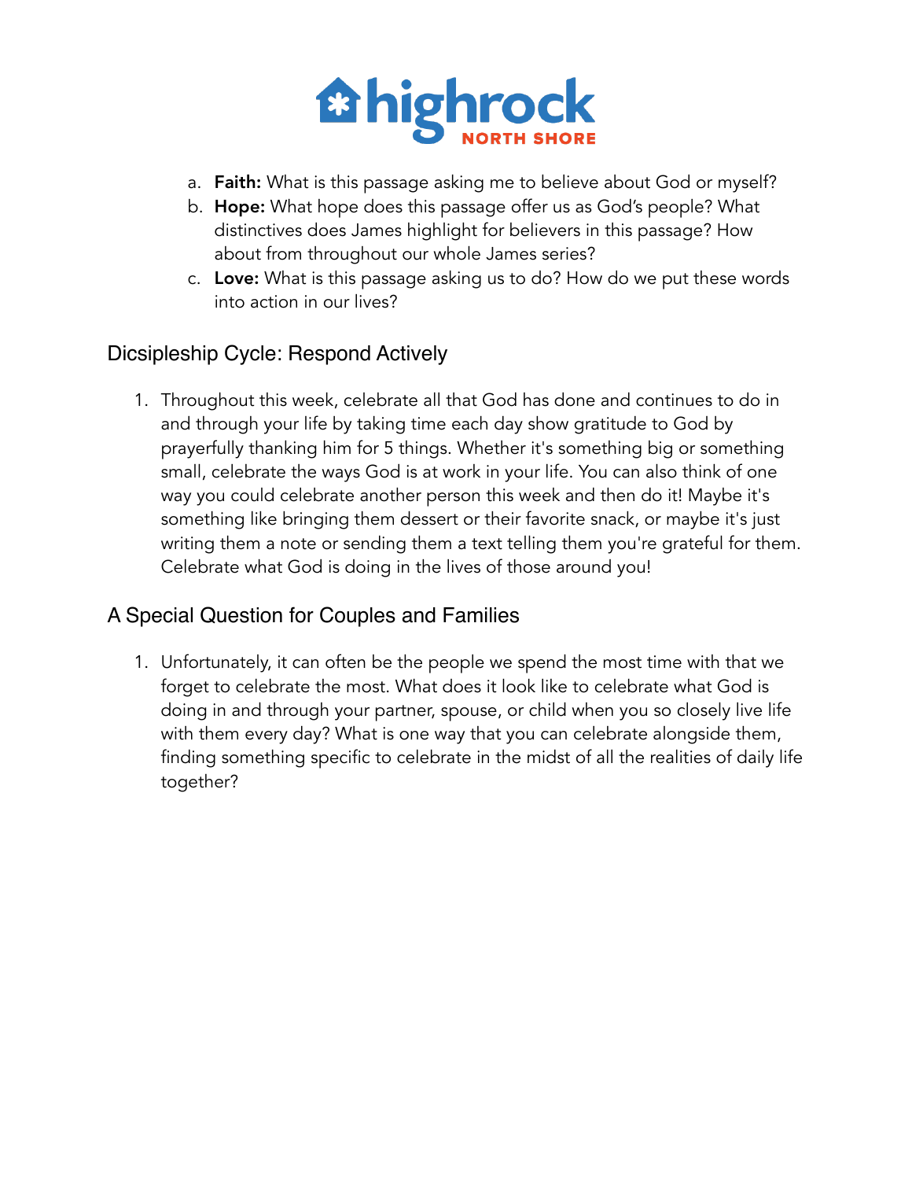a. **Faith:** What is this passage asking me to believe about God or myself?
b. **Hope:** What hope does this passage offer us as God's people? What distinctives does James highlight for believers in this passage? How about from throughout our whole James series?
c. **Love:** What is this passage asking us to do? How do we put these words into action in our lives?

## Dicsipleship Cycle: Respond Actively

1. Throughout this week, celebrate all that God has done and continues to do in and through your life by taking time each day show gratitude to God by prayerfully thanking him for 5 things. Whether it's something big or something small, celebrate the ways God is at work in your life. You can also think of one way you could celebrate another person this week and then do it! Maybe it's something like bringing them dessert or their favorite snack, or maybe it's just writing them a note or sending them a text telling them you're grateful for them. Celebrate what God is doing in the lives of those around you!

## A Special Question for Couples and Families

1. Unfortunately, it can often be the people we spend the most time with that we forget to celebrate the most. What does it look like to celebrate what God is doing in and through your partner, spouse, or child when you so closely live life with them every day? What is one way that you can celebrate alongside them, finding something specific to celebrate in the midst of all the realities of daily life together?